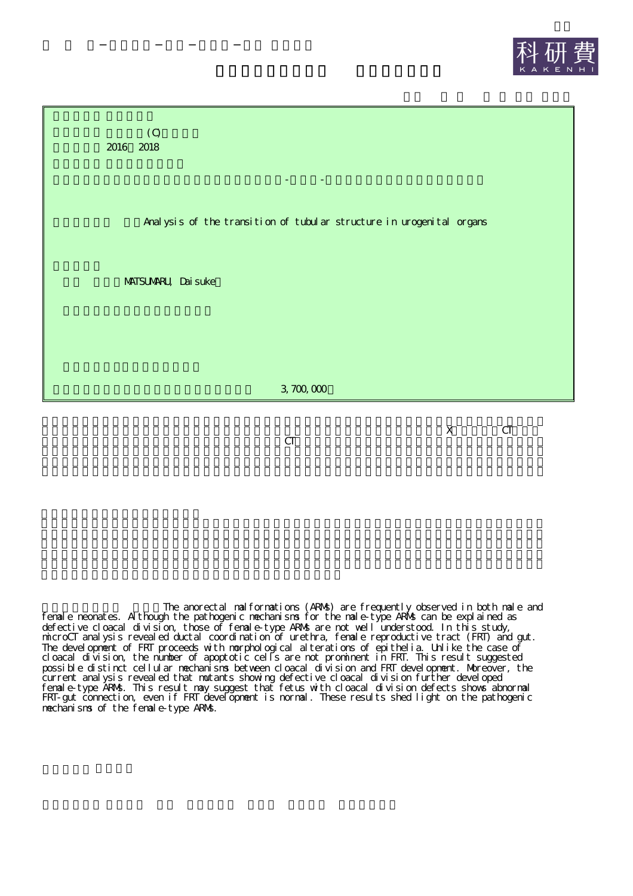(C)

2016 2018

-　-

Analysis of the transition of tubular structure in urogenital organs

MATSUMARU, Daisuke

3,700,000

X CT

CT

The anorectal malformations (ARMs) are frequently observed in both male and female neonates. Although the pathogenic mechanisms for the male-type ARMs can be explained as defective cloacal division, those of female-type ARMs are not well understood. In this study, microCT analysis revealed ductal coordination of urethra, female reproductive tract (FRT) and gut. The development of FRT proceeds with morphological alterations of epithelia. Unlike the case of cloacal division, the number of apoptotic cells are not prominent in FRT. This result suggested possible distinct cellular mechanisms between cloacal division and FRT development. Moreover, the current analysis revealed that mutants showing defective cloacal division further developed female-type ARMs. This result may suggest that fetus with cloacal division defects shows abnormal FRT-gut connection, even if FRT development is normal. These results shed light on the pathogenic mechanisms of the female-type ARMs.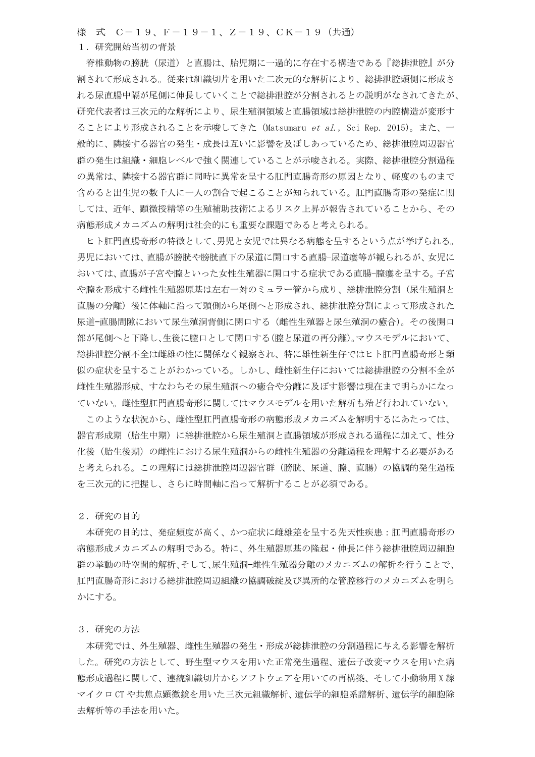様　式　Ｃ－１９、Ｆ－１９－１、Ｚ－１９、ＣＫ－１９（共通）

## １．研究開始当初の背景

脊椎動物の膀胱（尿道）と直腸は、胎児期に一過的に存在する構造である『総排泄腔』が分割されて形成される。従来は組織切片を用いた二次元的な解析により、総排泄腔頭側に形成される尿直腸中隔が尾側に伸長していくことで総排泄腔が分割されるとの説明がなされてきたが、研究代表者は三次元的な解析により、尿生殖洞領域と直腸領域は総排泄腔の内腔構造が変形することにより形成されることを示唆してきた（Matsumaru *et al.*, Sci Rep. 2015）。また、一般的に、隣接する器官の発生・成長は互いに影響を及ぼしあっているため、総排泄腔周辺器官群の発生は組織・細胞レベルで強く関連していることが示唆される。実際、総排泄腔分割過程の異常は、隣接する器官群に同時に異常を呈する肛門直腸奇形の原因となり、軽度のものまで含めると出生児の数千人に一人の割合で起こることが知られている。肛門直腸奇形の発症に関しては、近年、顕微授精等の生殖補助技術によるリスク上昇が報告されていることから、その病態形成メカニズムの解明は社会的にも重要な課題であると考えられる。

ヒト肛門直腸奇形の特徴として、男児と女児では異なる病態を呈するという点が挙げられる。男児においては、直腸が膀胱や膀胱直下の尿道に開口する直腸-尿道瘻等が観られるが、女児においては、直腸が子宮や膣といった女性生殖器に開口する症状である直腸-膣瘻を呈する。子宮や膣を形成する雌性生殖器原基は左右一対のミュラー管から成り、総排泄腔分割（尿生殖洞と直腸の分離）後に体軸に沿って頭側から尾側へと形成され、総排泄腔分割によって形成された尿道-直腸間隙において尿生殖洞背側に開口する（雌性生殖器と尿生殖洞の癒合）。その後開口部が尾側へと下降し、生後に膣口として開口する(膣と尿道の再分離)。マウスモデルにおいて、総排泄腔分割不全は雌雄の性に関係なく観察され、特に雄性新生仔ではヒト肛門直腸奇形と類似の症状を呈することがわかっている。しかし、雌性新生仔においては総排泄腔の分割不全が雌性生殖器形成、すなわちその尿生殖洞への癒合や分離に及ぼす影響は現在まで明らかになっていない。雌性型肛門直腸奇形に関してはマウスモデルを用いた解析も殆ど行われていない。

このような状況から、雌性型肛門直腸奇形の病態形成メカニズムを解明するにあたっては、器官形成期（胎生中期）に総排泄腔から尿生殖洞と直腸領域が形成される過程に加えて、性分化後（胎生後期）の雌性における尿生殖洞からの雌性生殖器の分離過程を理解する必要があると考えられる。この理解には総排泄腔周辺器官群（膀胱、尿道、膣、直腸）の協調的発生過程を三次元的に把握し、さらに時間軸に沿って解析することが必須である。

## ２．研究の目的

本研究の目的は、発症頻度が高く、かつ症状に雌雄差を呈する先天性疾患：肛門直腸奇形の病態形成メカニズムの解明である。特に、外生殖器原基の隆起・伸長に伴う総排泄腔周辺細胞群の挙動の時空間的解析、そして、尿生殖洞-雌性生殖器分離のメカニズムの解析を行うことで、肛門直腸奇形における総排泄腔周辺組織の協調破綻及び異所的な管腔移行のメカニズムを明らかにする。

## ３．研究の方法

本研究では、外生殖器、雌性生殖器の発生・形成が総排泄腔の分割過程に与える影響を解析した。研究の方法として、野生型マウスを用いた正常発生過程、遺伝子改変マウスを用いた病態形成過程に関して、連続組織切片からソフトウェアを用いての再構築、そして小動物用Ｘ線マイクロCTや共焦点顕微鏡を用いた三次元組織解析、遺伝学的細胞系譜解析、遺伝学的細胞除去解析等の手法を用いた。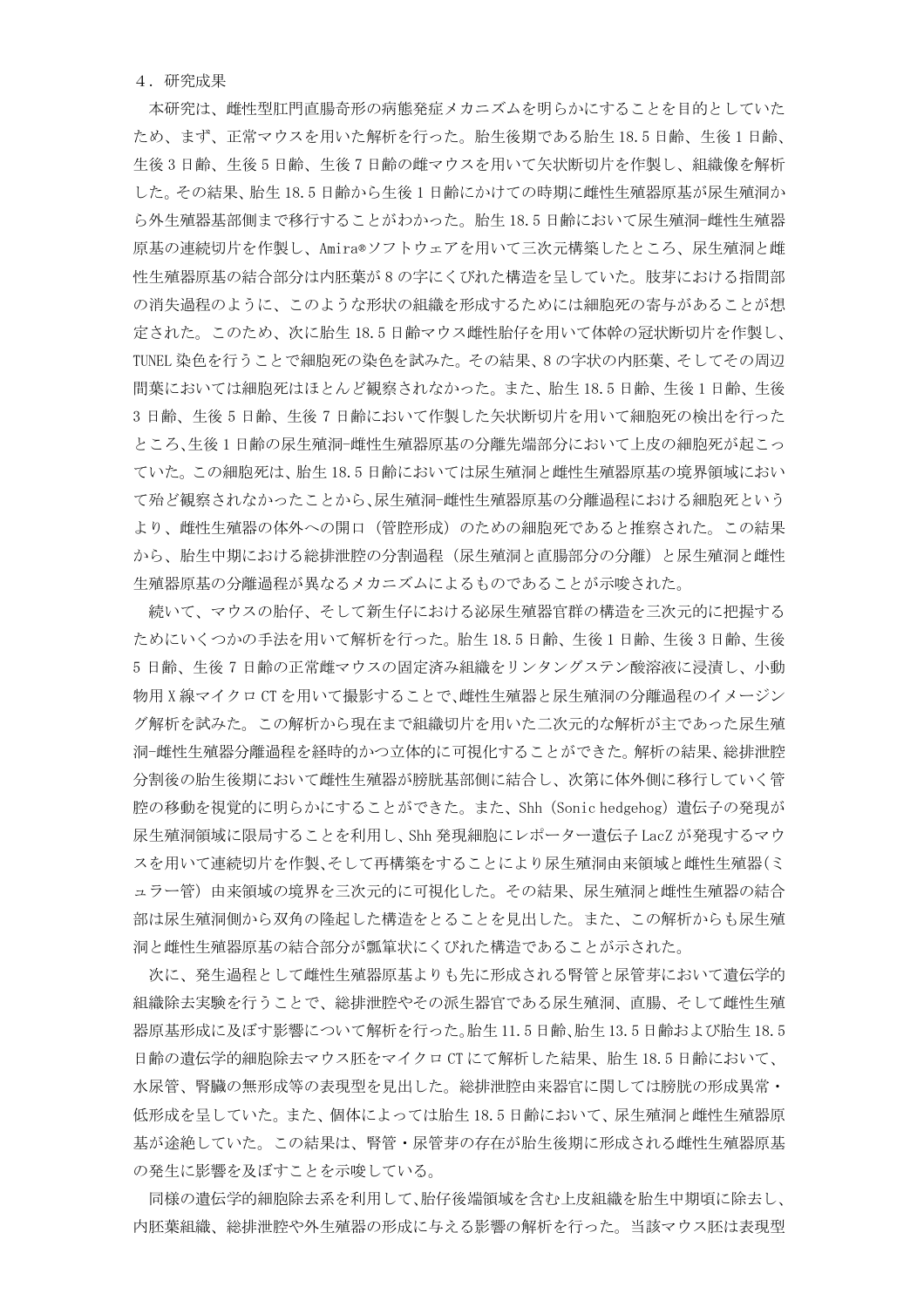４．研究成果

本研究は、雌性型肛門直腸奇形の病態発症メカニズムを明らかにすることを目的としていたため、まず、正常マウスを用いた解析を行った。胎生後期である胎生 18.5 日齢、生後 1 日齢、生後 3 日齢、生後 5 日齢、生後 7 日齢の雌マウスを用いて矢状断切片を作製し、組織像を解析した。その結果、胎生 18.5 日齢から生後 1 日齢にかけての時期に雌性生殖器原基が尿生殖洞から外生殖器基部側まで移行することがわかった。胎生 18.5 日齢において尿生殖洞-雌性生殖器原基の連続切片を作製し、Amira®ソフトウェアを用いて三次元構築したところ、尿生殖洞と雌性生殖器原基の結合部分は内胚葉が 8 の字にくびれた構造を呈していた。肢芽における指間部の消失過程のように、このような形状の組織を形成するためには細胞死の寄与があることが想定された。このため、次に胎生 18.5 日齢マウス雌性胎仔を用いて体幹の冠状断切片を作製し、TUNEL 染色を行うことで細胞死の染色を試みた。その結果、8 の字状の内胚葉、そしてその周辺間葉においては細胞死はほとんど観察されなかった。また、胎生 18.5 日齢、生後 1 日齢、生後 3 日齢、生後 5 日齢、生後 7 日齢において作製した矢状断切片を用いて細胞死の検出を行ったところ、生後 1 日齢の尿生殖洞-雌性生殖器原基の分離先端部分において上皮の細胞死が起こっていた。この細胞死は、胎生 18.5 日齢においては尿生殖洞と雌性生殖器原基の境界領域において殆ど観察されなかったことから、尿生殖洞-雌性生殖器原基の分離過程における細胞死というより、雌性生殖器の体外への開口（管腔形成）のための細胞死であると推察された。この結果から、胎生中期における総排泄腔の分割過程（尿生殖洞と直腸部分の分離）と尿生殖洞と雌性生殖器原基の分離過程が異なるメカニズムによるものであることが示唆された。

続いて、マウスの胎仔、そして新生仔における泌尿生殖器官群の構造を三次元的に把握するためにいくつかの手法を用いて解析を行った。胎生 18.5 日齢、生後 1 日齢、生後 3 日齢、生後 5 日齢、生後 7 日齢の正常雌マウスの固定済み組織をリンタングステン酸溶液に浸漬し、小動物用 X 線マイクロ CT を用いて撮影することで、雌性生殖器と尿生殖洞の分離過程のイメージング解析を試みた。この解析から現在まで組織切片を用いた二次元的な解析が主であった尿生殖洞-雌性生殖器分離過程を経時的かつ立体的に可視化することができた。解析の結果、総排泄腔分割後の胎生後期において雌性生殖器が膀胱基部側に結合し、次第に体外側に移行していく管腔の移動を視覚的に明らかにすることができた。また、Shh（Sonic hedgehog）遺伝子の発現が尿生殖洞領域に限局することを利用し、Shh 発現細胞にレポーター遺伝子 LacZ が発現するマウスを用いて連続切片を作製、そして再構築をすることにより尿生殖洞由来領域と雌性生殖器(ミュラー管）由来領域の境界を三次元的に可視化した。その結果、尿生殖洞と雌性生殖器の結合部は尿生殖洞側から双角の隆起した構造をとることを見出した。また、この解析からも尿生殖洞と雌性生殖器原基の結合部分が瓢箪状にくびれた構造であることが示された。

次に、発生過程として雌性生殖器原基よりも先に形成される腎管と尿管芽において遺伝学的組織除去実験を行うことで、総排泄腔やその派生器官である尿生殖洞、直腸、そして雌性生殖器原基形成に及ぼす影響について解析を行った。胎生 11.5 日齢、胎生 13.5 日齢および胎生 18.5 日齢の遺伝学的細胞除去マウス胚をマイクロ CT にて解析した結果、胎生 18.5 日齢において、水尿管、腎臓の無形成等の表現型を見出した。総排泄腔由来器官に関しては膀胱の形成異常・低形成を呈していた。また、個体によっては胎生 18.5 日齢において、尿生殖洞と雌性生殖器原基が途絶していた。この結果は、腎管・尿管芽の存在が胎生後期に形成される雌性生殖器原基の発生に影響を及ぼすことを示唆している。

同様の遺伝学的細胞除去系を利用して、胎仔後端領域を含む上皮組織を胎生中期頃に除去し、内胚葉組織、総排泄腔や外生殖器の形成に与える影響の解析を行った。当該マウス胚は表現型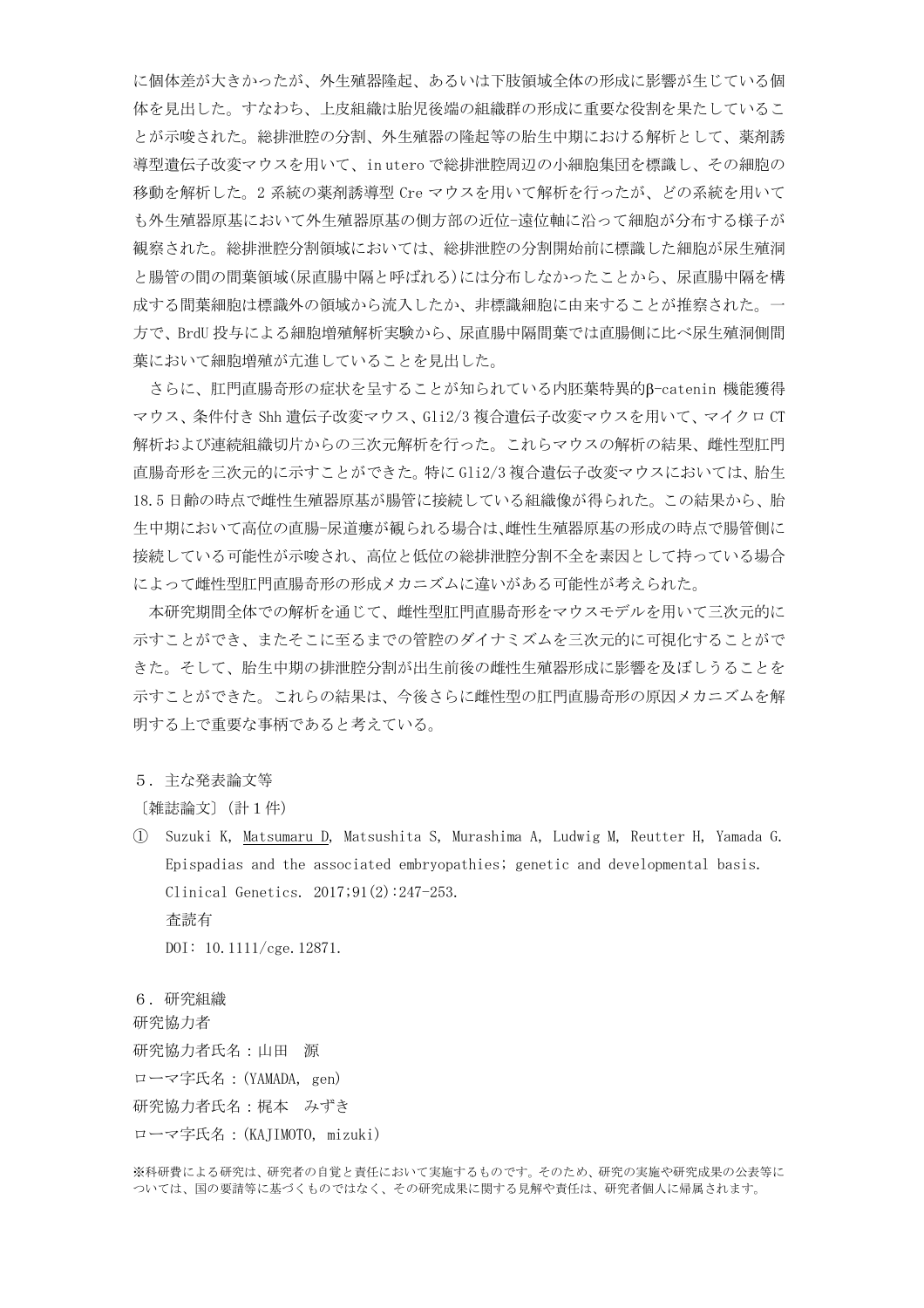に個体差が大きかったが、外生殖器隆起、あるいは下肢領域全体の形成に影響が生じている個体を見出した。すなわち、上皮組織は胎児後端の組織群の形成に重要な役割を果たしていることが示唆された。総排泄腔の分割、外生殖器の隆起等の胎生中期における解析として、薬剤誘導型遺伝子改変マウスを用いて、in utero で総排泄腔周辺の小細胞集団を標識し、その細胞の移動を解析した。2 系統の薬剤誘導型 Cre マウスを用いて解析を行ったが、どの系統を用いても外生殖器原基において外生殖器原基の側方部の近位-遠位軸に沿って細胞が分布する様子が観察された。総排泄腔分割領域においては、総排泄腔の分割開始前に標識した細胞が尿生殖洞と腸管の間の間葉領域(尿直腸中隔と呼ばれる)には分布しなかったことから、尿直腸中隔を構成する間葉細胞は標識外の領域から流入したか、非標識細胞に由来することが推察された。一方で、BrdU 投与による細胞増殖解析実験から、尿直腸中隔間葉では直腸側に比べ尿生殖洞側間葉において細胞増殖が亢進していることを見出した。

さらに、肛門直腸奇形の症状を呈することが知られている内胚葉特異的β-catenin 機能獲得マウス、条件付き Shh 遺伝子改変マウス、Gli2/3 複合遺伝子改変マウスを用いて、マイクロ CT 解析および連続組織切片からの三次元解析を行った。これらマウスの解析の結果、雌性型肛門直腸奇形を三次元的に示すことができた。特に Gli2/3 複合遺伝子改変マウスにおいては、胎生 18.5 日齢の時点で雌性生殖器原基が腸管に接続している組織像が得られた。この結果から、胎生中期において高位の直腸-尿道瘻が観られる場合は,雌性生殖器原基の形成の時点で腸管側に接続している可能性が示唆され、高位と低位の総排泄腔分割不全を素因として持っている場合によって雌性型肛門直腸奇形の形成メカニズムに違いがある可能性が考えられた。

本研究期間全体での解析を通じて、雌性型肛門直腸奇形をマウスモデルを用いて三次元的に示すことができ、またそこに至るまでの管腔のダイナミズムを三次元的に可視化することができた。そして、胎生中期の排泄腔分割が出生前後の雌性生殖器形成に影響を及ぼしうることを示すことができた。これらの結果は、今後さらに雌性型の肛門直腸奇形の原因メカニズムを解明する上で重要な事柄であると考えている。

５．主な発表論文等

〔雑誌論文〕（計１件）

① Suzuki K, Matsumaru D, Matsushita S, Murashima A, Ludwig M, Reutter H, Yamada G. Epispadias and the associated embryopathies; genetic and developmental basis. Clinical Genetics. 2017;91(2):247-253.
査読有
DOI: 10.1111/cge.12871.

６．研究組織

研究協力者

研究協力者氏名：山田　源

ローマ字氏名：(YAMADA, gen)

研究協力者氏名：梶本　みずき

ローマ字氏名：(KAJIMOTO, mizuki)

※科研費による研究は、研究者の自覚と責任において実施するものです。そのため、研究の実施や研究成果の公表等については、国の要請等に基づくものではなく、その研究成果に関する見解や責任は、研究者個人に帰属されます。